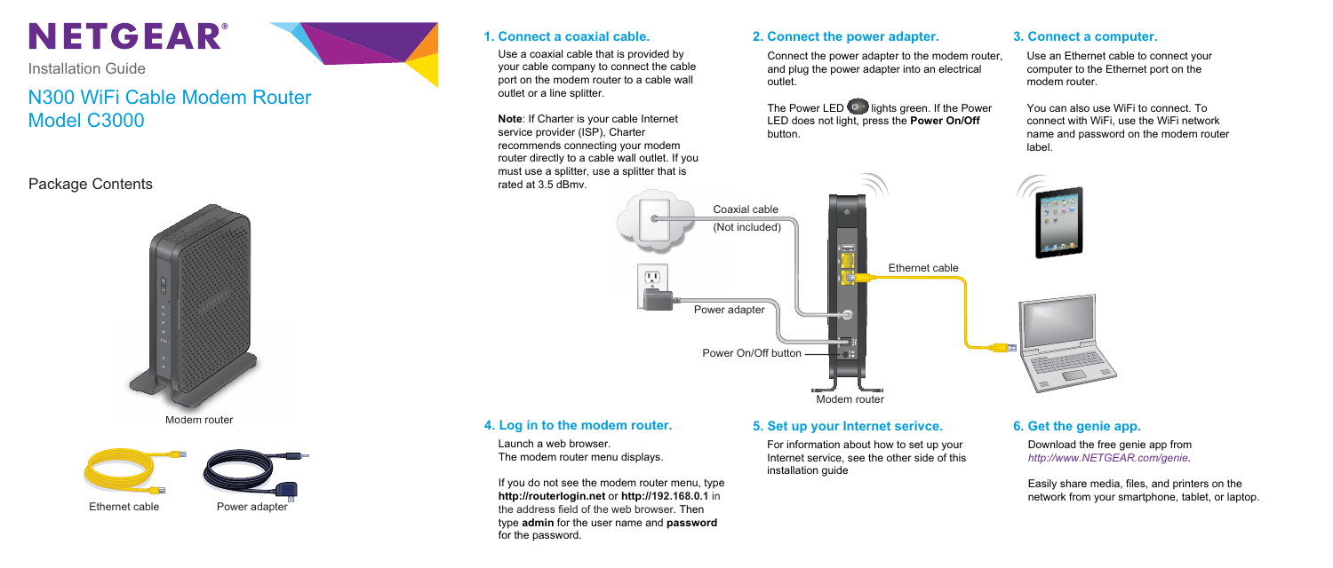# NETGEAR®

Installation Guide

# N300 WiFi Cable Modem Router Model C3000

## Package Contents

Modem router

Ethernet cable

Power adapter

### 1. Connect a coaxial cable.

Use a coaxial cable that is provided by your cable company to connect the cable port on the modem router to a cable wall outlet or a line splitter.

**Note**: If Charter is your cable Internet service provider (ISP), Charter recommends connecting your modem router directly to a cable wall outlet. If you must use a splitter, use a splitter that is rated at 3.5 dBmv.

### 2. Connect the power adapter.

Connect the power adapter to the modem router, and plug the power adapter into an electrical outlet.

The Power LED lights green. If the Power LED does not light, press the **Power On/Off** button.

### 3. Connect a computer.

Use an Ethernet cable to connect your computer to the Ethernet port on the modem router.

You can also use WiFi to connect. To connect with WiFi, use the WiFi network name and password on the modem router label.

Coaxial cable (Not included)

Ethernet cable

Power adapter

Power On/Off button

Modem router

### 4. Log in to the modem router.

Launch a web browser.
The modem router menu displays.

If you do not see the modem router menu, type **http://routerlogin.net** or **http://192.168.0.1** in the address field of the web browser. Then type **admin** for the user name and **password** for the password.

### 5. Set up your Internet serivce.

For information about how to set up your Internet service, see the other side of this installation guide

### 6. Get the genie app.

Download the free genie app from *http://www.NETGEAR.com/genie*.

Easily share media, files, and printers on the network from your smartphone, tablet, or laptop.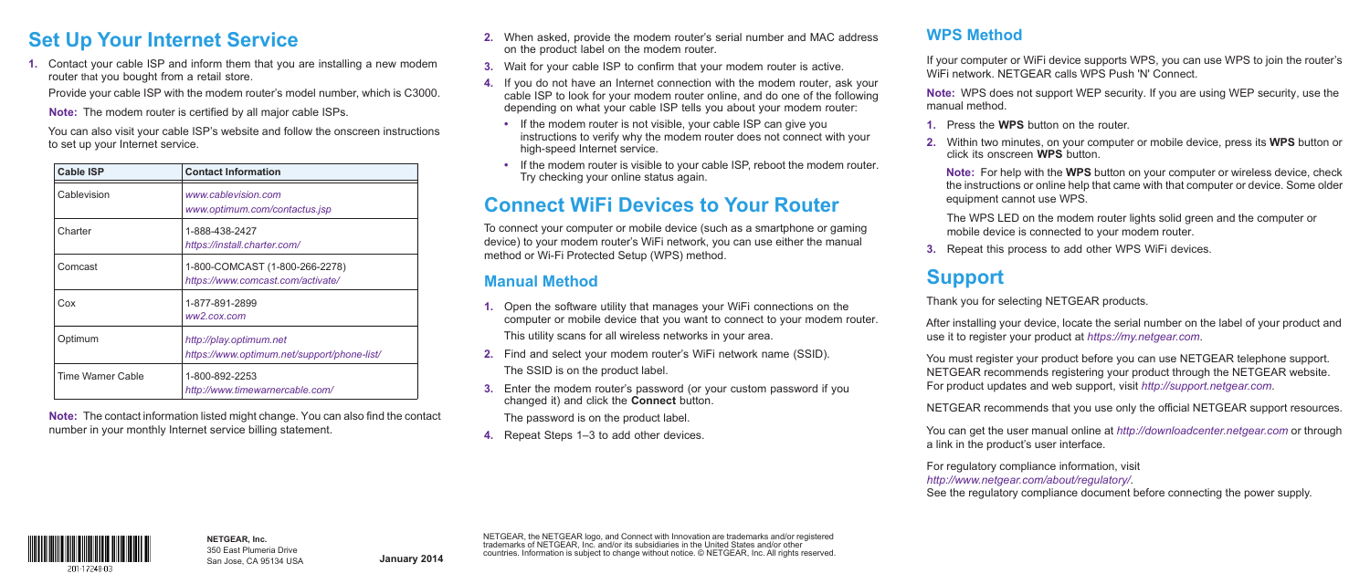# Set Up Your Internet Service

1. Contact your cable ISP and inform them that you are installing a new modem router that you bought from a retail store.

   Provide your cable ISP with the modem router's model number, which is C3000.

   **Note:** The modem router is certified by all major cable ISPs.

   You can also visit your cable ISP's website and follow the onscreen instructions to set up your Internet service.

| Cable ISP | Contact Information |
|---|---|
| Cablevision | *www.cablevision.com* *www.optimum.com/contactus.jsp* |
| Charter | 1-888-438-2427 *https://install.charter.com/* |
| Comcast | 1-800-COMCAST (1-800-266-2278) *https://www.comcast.com/activate/* |
| Cox | 1-877-891-2899 *ww2.cox.com* |
| Optimum | *http://play.optimum.net* *https://www.optimum.net/support/phone-list/* |
| Time Warner Cable | 1-800-892-2253 *http://www.timewarnercable.com/* |

**Note:** The contact information listed might change. You can also find the contact number in your monthly Internet service billing statement.

2. When asked, provide the modem router's serial number and MAC address on the product label on the modem router.
3. Wait for your cable ISP to confirm that your modem router is active.
4. If you do not have an Internet connection with the modem router, ask your cable ISP to look for your modem router online, and do one of the following depending on what your cable ISP tells you about your modem router:
   - If the modem router is not visible, your cable ISP can give you instructions to verify why the modem router does not connect with your high-speed Internet service.
   - If the modem router is visible to your cable ISP, reboot the modem router. Try checking your online status again.

# Connect WiFi Devices to Your Router

To connect your computer or mobile device (such as a smartphone or gaming device) to your modem router's WiFi network, you can use either the manual method or Wi-Fi Protected Setup (WPS) method.

## Manual Method

1. Open the software utility that manages your WiFi connections on the computer or mobile device that you want to connect to your modem router.

   This utility scans for all wireless networks in your area.
2. Find and select your modem router's WiFi network name (SSID).

   The SSID is on the product label.
3. Enter the modem router's password (or your custom password if you changed it) and click the **Connect** button.

   The password is on the product label.
4. Repeat Steps 1–3 to add other devices.

## WPS Method

If your computer or WiFi device supports WPS, you can use WPS to join the router's WiFi network. NETGEAR calls WPS Push 'N' Connect.

**Note:** WPS does not support WEP security. If you are using WEP security, use the manual method.

1. Press the **WPS** button on the router.
2. Within two minutes, on your computer or mobile device, press its **WPS** button or click its onscreen **WPS** button.

   **Note:** For help with the **WPS** button on your computer or wireless device, check the instructions or online help that came with that computer or device. Some older equipment cannot use WPS.

   The WPS LED on the modem router lights solid green and the computer or mobile device is connected to your modem router.
3. Repeat this process to add other WPS WiFi devices.

# Support

Thank you for selecting NETGEAR products.

After installing your device, locate the serial number on the label of your product and use it to register your product at *https://my.netgear.com*.

You must register your product before you can use NETGEAR telephone support. NETGEAR recommends registering your product through the NETGEAR website. For product updates and web support, visit *http://support.netgear.com*.

NETGEAR recommends that you use only the official NETGEAR support resources.

You can get the user manual online at *http://downloadcenter.netgear.com* or through a link in the product's user interface.

For regulatory compliance information, visit *http://www.netgear.com/about/regulatory/*.
See the regulatory compliance document before connecting the power supply.

201-17248-03

**NETGEAR, Inc.**
350 East Plumeria Drive
San Jose, CA 95134 USA

**January 2014**

NETGEAR, the NETGEAR logo, and Connect with Innovation are trademarks and/or registered trademarks of NETGEAR, Inc. and/or its subsidiaries in the United States and/or other countries. Information is subject to change without notice. © NETGEAR, Inc. All rights reserved.